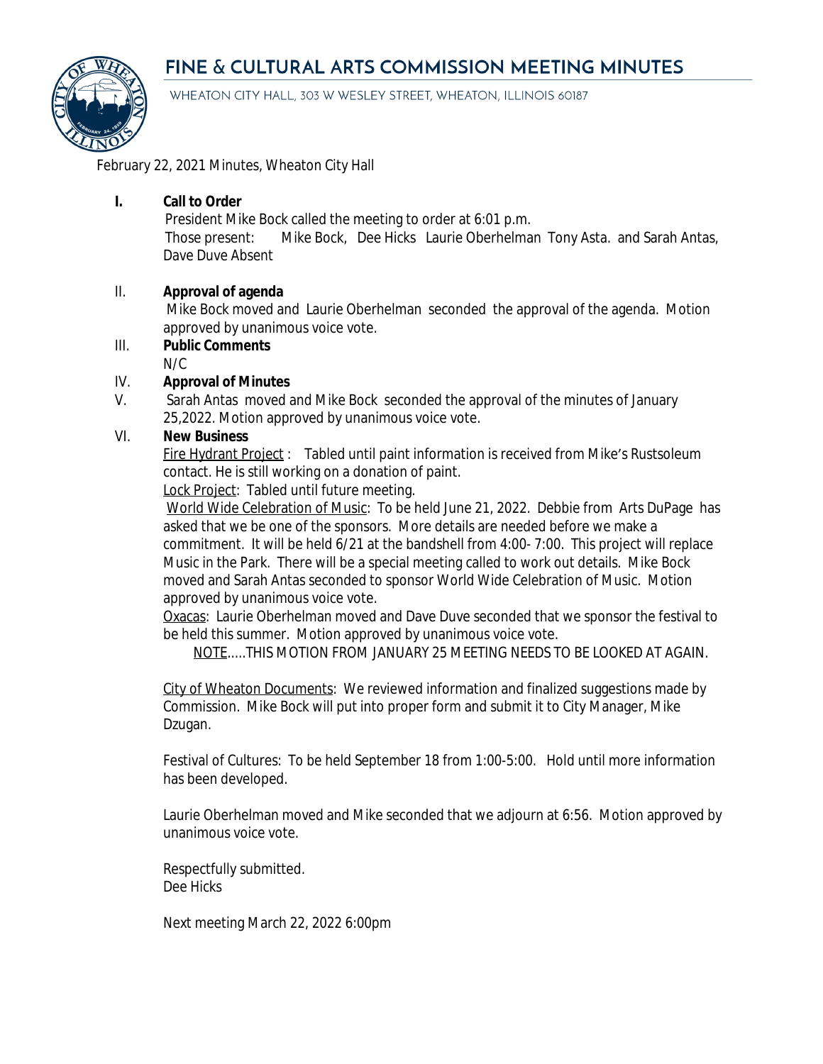# FINE & CULTURAL ARTS COMMISSION MEETING MINUTES

WHEATON CITY HALL, 303 W WESLEY STREET, WHEATON, ILLINOIS 60187

February 22, 2021 Minutes, Wheaton City Hall

**I. Call to Order**

President Mike Bock called the meeting to order at 6:01 p.m.
Those present: Mike Bock, Dee Hicks Laurie Oberhelman Tony Asta. and Sarah Antas, Dave Duve Absent

**II. Approval of agenda**

Mike Bock moved and Laurie Oberhelman seconded the approval of the agenda. Motion approved by unanimous voice vote.

**III. Public Comments**

N/C

**IV. Approval of Minutes**

**V.** Sarah Antas moved and Mike Bock seconded the approval of the minutes of January 25,2022. Motion approved by unanimous voice vote.

**VI. New Business**

Fire Hydrant Project : Tabled until paint information is received from Mike's Rustsoleum contact. He is still working on a donation of paint.

Lock Project: Tabled until future meeting.

World Wide Celebration of Music: To be held June 21, 2022. Debbie from Arts DuPage has asked that we be one of the sponsors. More details are needed before we make a commitment. It will be held 6/21 at the bandshell from 4:00- 7:00. This project will replace Music in the Park. There will be a special meeting called to work out details. Mike Bock moved and Sarah Antas seconded to sponsor World Wide Celebration of Music. Motion approved by unanimous voice vote.

Oxacas: Laurie Oberhelman moved and Dave Duve seconded that we sponsor the festival to be held this summer. Motion approved by unanimous voice vote.

NOTE.....THIS MOTION FROM JANUARY 25 MEETING NEEDS TO BE LOOKED AT AGAIN.

City of Wheaton Documents: We reviewed information and finalized suggestions made by Commission. Mike Bock will put into proper form and submit it to City Manager, Mike Dzugan.

Festival of Cultures: To be held September 18 from 1:00-5:00. Hold until more information has been developed.

Laurie Oberhelman moved and Mike seconded that we adjourn at 6:56. Motion approved by unanimous voice vote.

Respectfully submitted.
Dee Hicks

Next meeting March 22, 2022 6:00pm